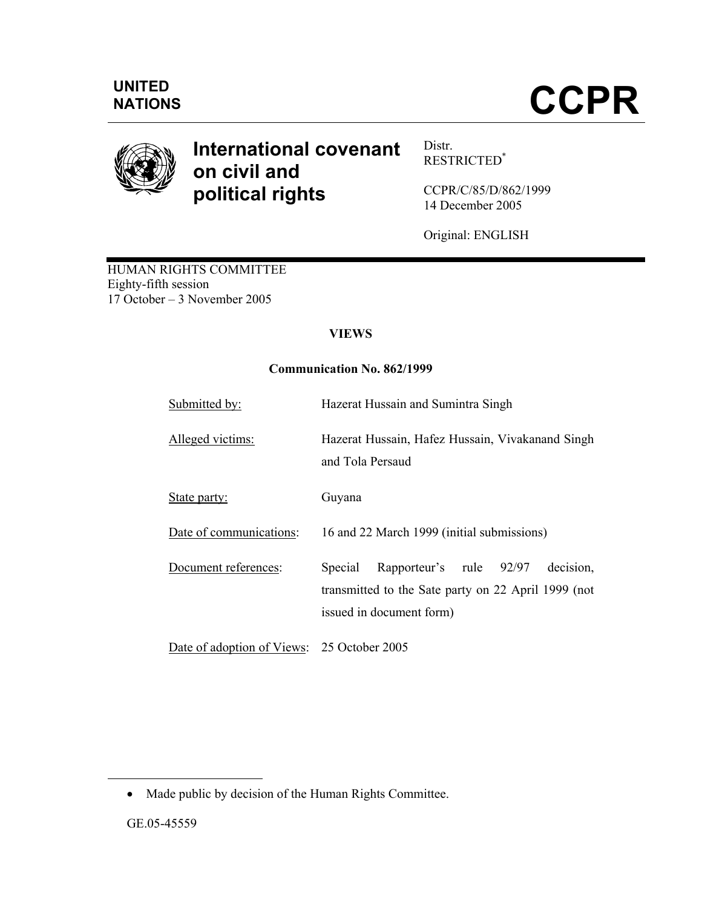UNITED NATIONS

# CCPR

## International covenant on civil and political rights

Distr.
RESTRICTED*

CCPR/C/85/D/862/1999
14 December 2005

Original: ENGLISH

HUMAN RIGHTS COMMITTEE
Eighty-fifth session
17 October – 3 November 2005

**VIEWS**

**Communication No. 862/1999**

| | |
|---|---|
| Submitted by: | Hazerat Hussain and Sumintra Singh |
| Alleged victims: | Hazerat Hussain, Hafez Hussain, Vivakanand Singh and Tola Persaud |
| State party: | Guyana |
| Date of communications: | 16 and 22 March 1999 (initial submissions) |
| Document references: | Special Rapporteur's rule 92/97 decision, transmitted to the Sate party on 22 April 1999 (not issued in document form) |
| Date of adoption of Views: | 25 October 2005 |

* Made public by decision of the Human Rights Committee.

GE.05-45559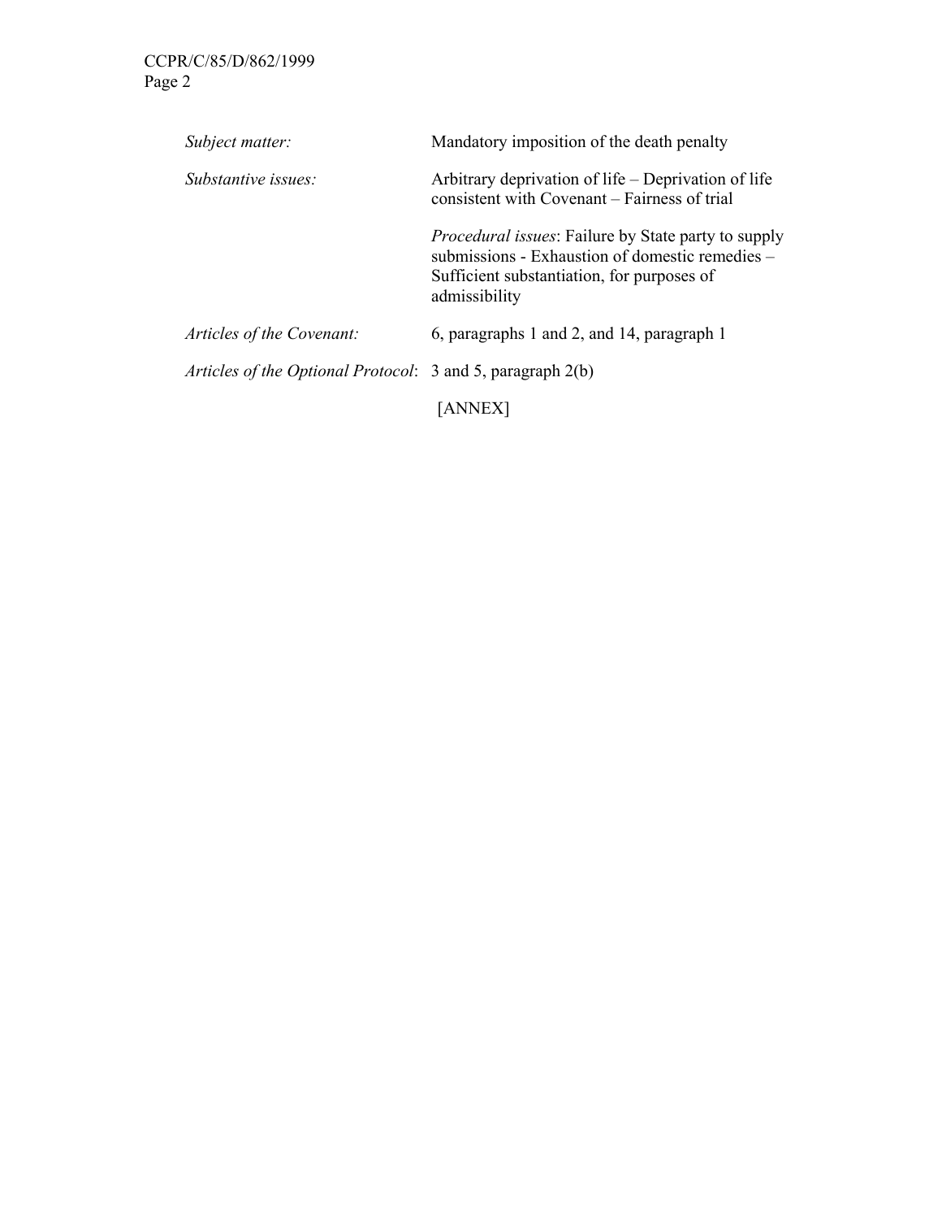| | |
|---|---|
| *Subject matter:* | Mandatory imposition of the death penalty |
| *Substantive issues:* | Arbitrary deprivation of life – Deprivation of life consistent with Covenant – Fairness of trial |
| | *Procedural issues*: Failure by State party to supply submissions - Exhaustion of domestic remedies – Sufficient substantiation, for purposes of admissibility |
| *Articles of the Covenant:* | 6, paragraphs 1 and 2, and 14, paragraph 1 |
| *Articles of the Optional Protocol*: | 3 and 5, paragraph 2(b) |

[ANNEX]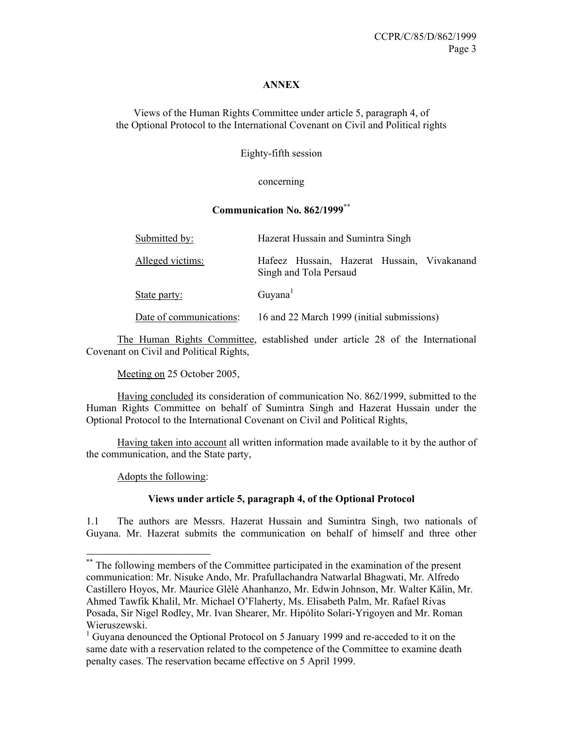**ANNEX**

Views of the Human Rights Committee under article 5, paragraph 4, of the Optional Protocol to the International Covenant on Civil and Political rights

Eighty-fifth session

concerning

**Communication No. 862/1999**[**]

| | |
|---|---|
| Submitted by: | Hazerat Hussain and Sumintra Singh |
| Alleged victims: | Hafeez Hussain, Hazerat Hussain, Vivakanand Singh and Tola Persaud |
| State party: | Guyana[1] |
| Date of communications: | 16 and 22 March 1999 (initial submissions) |

The Human Rights Committee, established under article 28 of the International Covenant on Civil and Political Rights,

Meeting on 25 October 2005,

Having concluded its consideration of communication No. 862/1999, submitted to the Human Rights Committee on behalf of Sumintra Singh and Hazerat Hussain under the Optional Protocol to the International Covenant on Civil and Political Rights,

Having taken into account all written information made available to it by the author of the communication, and the State party,

Adopts the following:

**Views under article 5, paragraph 4, of the Optional Protocol**

1.1 The authors are Messrs. Hazerat Hussain and Sumintra Singh, two nationals of Guyana. Mr. Hazerat submits the communication on behalf of himself and three other

---

[**] The following members of the Committee participated in the examination of the present communication: Mr. Nisuke Ando, Mr. Prafullachandra Natwarlal Bhagwati, Mr. Alfredo Castillero Hoyos, Mr. Maurice Glèlè Ahanhanzo, Mr. Edwin Johnson, Mr. Walter Kälin, Mr. Ahmed Tawfik Khalil, Mr. Michael O'Flaherty, Ms. Elisabeth Palm, Mr. Rafael Rivas Posada, Sir Nigel Rodley, Mr. Ivan Shearer, Mr. Hipólito Solari-Yrigoyen and Mr. Roman Wieruszewski.

[1] Guyana denounced the Optional Protocol on 5 January 1999 and re-acceded to it on the same date with a reservation related to the competence of the Committee to examine death penalty cases. The reservation became effective on 5 April 1999.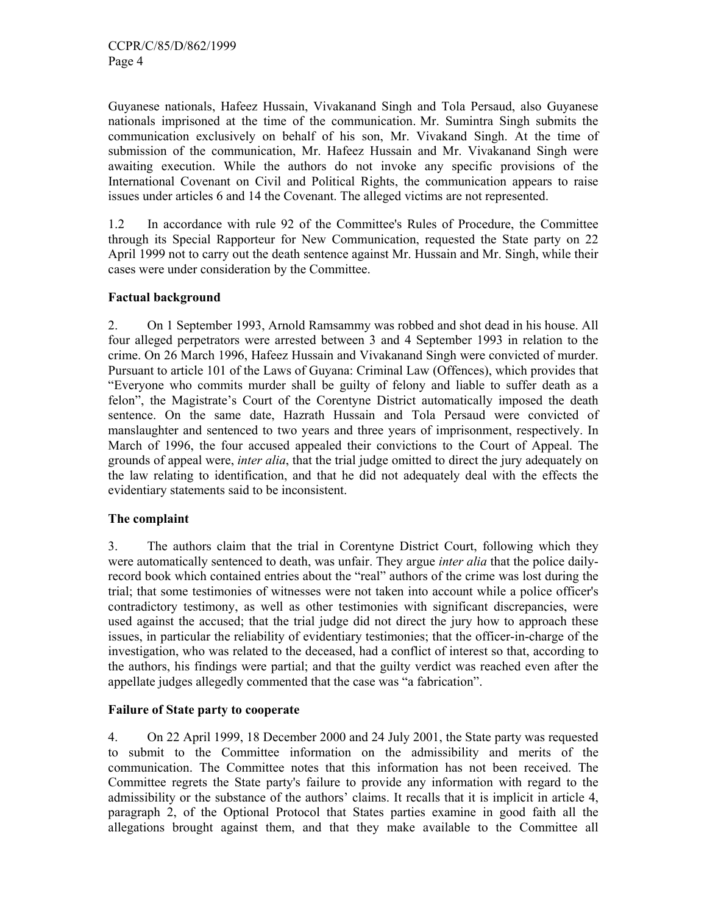Guyanese nationals, Hafeez Hussain, Vivakanand Singh and Tola Persaud, also Guyanese nationals imprisoned at the time of the communication. Mr. Sumintra Singh submits the communication exclusively on behalf of his son, Mr. Vivakand Singh. At the time of submission of the communication, Mr. Hafeez Hussain and Mr. Vivakanand Singh were awaiting execution. While the authors do not invoke any specific provisions of the International Covenant on Civil and Political Rights, the communication appears to raise issues under articles 6 and 14 the Covenant. The alleged victims are not represented.

1.2 In accordance with rule 92 of the Committee's Rules of Procedure, the Committee through its Special Rapporteur for New Communication, requested the State party on 22 April 1999 not to carry out the death sentence against Mr. Hussain and Mr. Singh, while their cases were under consideration by the Committee.

**Factual background**

2. On 1 September 1993, Arnold Ramsammy was robbed and shot dead in his house. All four alleged perpetrators were arrested between 3 and 4 September 1993 in relation to the crime. On 26 March 1996, Hafeez Hussain and Vivakanand Singh were convicted of murder. Pursuant to article 101 of the Laws of Guyana: Criminal Law (Offences), which provides that "Everyone who commits murder shall be guilty of felony and liable to suffer death as a felon", the Magistrate's Court of the Corentyne District automatically imposed the death sentence. On the same date, Hazrath Hussain and Tola Persaud were convicted of manslaughter and sentenced to two years and three years of imprisonment, respectively. In March of 1996, the four accused appealed their convictions to the Court of Appeal. The grounds of appeal were, *inter alia*, that the trial judge omitted to direct the jury adequately on the law relating to identification, and that he did not adequately deal with the effects the evidentiary statements said to be inconsistent.

**The complaint**

3. The authors claim that the trial in Corentyne District Court, following which they were automatically sentenced to death, was unfair. They argue *inter alia* that the police daily-record book which contained entries about the "real" authors of the crime was lost during the trial; that some testimonies of witnesses were not taken into account while a police officer's contradictory testimony, as well as other testimonies with significant discrepancies, were used against the accused; that the trial judge did not direct the jury how to approach these issues, in particular the reliability of evidentiary testimonies; that the officer-in-charge of the investigation, who was related to the deceased, had a conflict of interest so that, according to the authors, his findings were partial; and that the guilty verdict was reached even after the appellate judges allegedly commented that the case was "a fabrication".

**Failure of State party to cooperate**

4. On 22 April 1999, 18 December 2000 and 24 July 2001, the State party was requested to submit to the Committee information on the admissibility and merits of the communication. The Committee notes that this information has not been received. The Committee regrets the State party's failure to provide any information with regard to the admissibility or the substance of the authors' claims. It recalls that it is implicit in article 4, paragraph 2, of the Optional Protocol that States parties examine in good faith all the allegations brought against them, and that they make available to the Committee all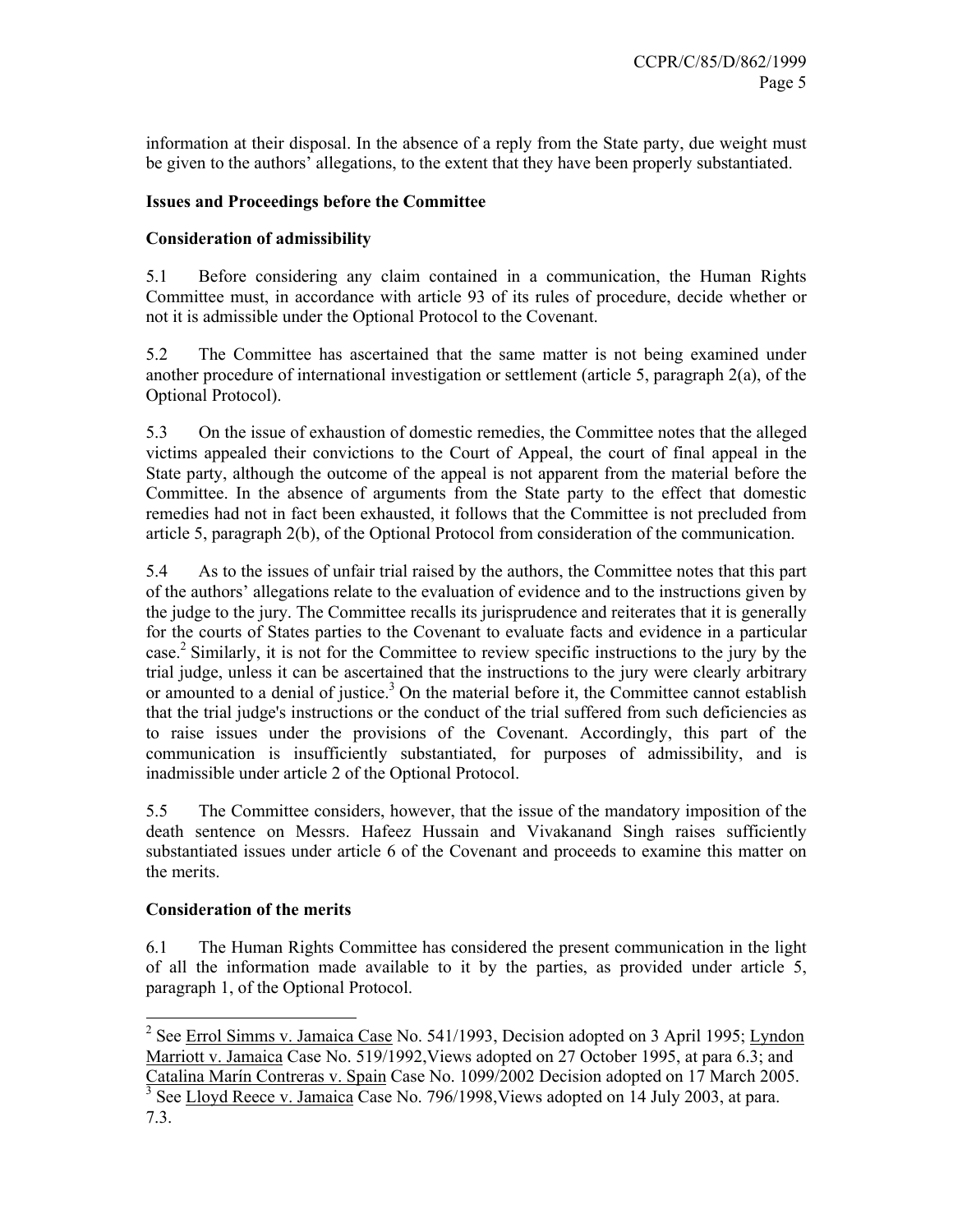information at their disposal. In the absence of a reply from the State party, due weight must be given to the authors' allegations, to the extent that they have been properly substantiated.

### Issues and Proceedings before the Committee

### Consideration of admissibility

5.1 Before considering any claim contained in a communication, the Human Rights Committee must, in accordance with article 93 of its rules of procedure, decide whether or not it is admissible under the Optional Protocol to the Covenant.

5.2 The Committee has ascertained that the same matter is not being examined under another procedure of international investigation or settlement (article 5, paragraph 2(a), of the Optional Protocol).

5.3 On the issue of exhaustion of domestic remedies, the Committee notes that the alleged victims appealed their convictions to the Court of Appeal, the court of final appeal in the State party, although the outcome of the appeal is not apparent from the material before the Committee. In the absence of arguments from the State party to the effect that domestic remedies had not in fact been exhausted, it follows that the Committee is not precluded from article 5, paragraph 2(b), of the Optional Protocol from consideration of the communication.

5.4 As to the issues of unfair trial raised by the authors, the Committee notes that this part of the authors' allegations relate to the evaluation of evidence and to the instructions given by the judge to the jury. The Committee recalls its jurisprudence and reiterates that it is generally for the courts of States parties to the Covenant to evaluate facts and evidence in a particular case.[2] Similarly, it is not for the Committee to review specific instructions to the jury by the trial judge, unless it can be ascertained that the instructions to the jury were clearly arbitrary or amounted to a denial of justice.[3] On the material before it, the Committee cannot establish that the trial judge's instructions or the conduct of the trial suffered from such deficiencies as to raise issues under the provisions of the Covenant. Accordingly, this part of the communication is insufficiently substantiated, for purposes of admissibility, and is inadmissible under article 2 of the Optional Protocol.

5.5 The Committee considers, however, that the issue of the mandatory imposition of the death sentence on Messrs. Hafeez Hussain and Vivakanand Singh raises sufficiently substantiated issues under article 6 of the Covenant and proceeds to examine this matter on the merits.

### Consideration of the merits

6.1 The Human Rights Committee has considered the present communication in the light of all the information made available to it by the parties, as provided under article 5, paragraph 1, of the Optional Protocol.

---

[2] See Errol Simms v. Jamaica Case No. 541/1993, Decision adopted on 3 April 1995; Lyndon Marriott v. Jamaica Case No. 519/1992,Views adopted on 27 October 1995, at para 6.3; and Catalina Marín Contreras v. Spain Case No. 1099/2002 Decision adopted on 17 March 2005.

[3] See Lloyd Reece v. Jamaica Case No. 796/1998,Views adopted on 14 July 2003, at para. 7.3.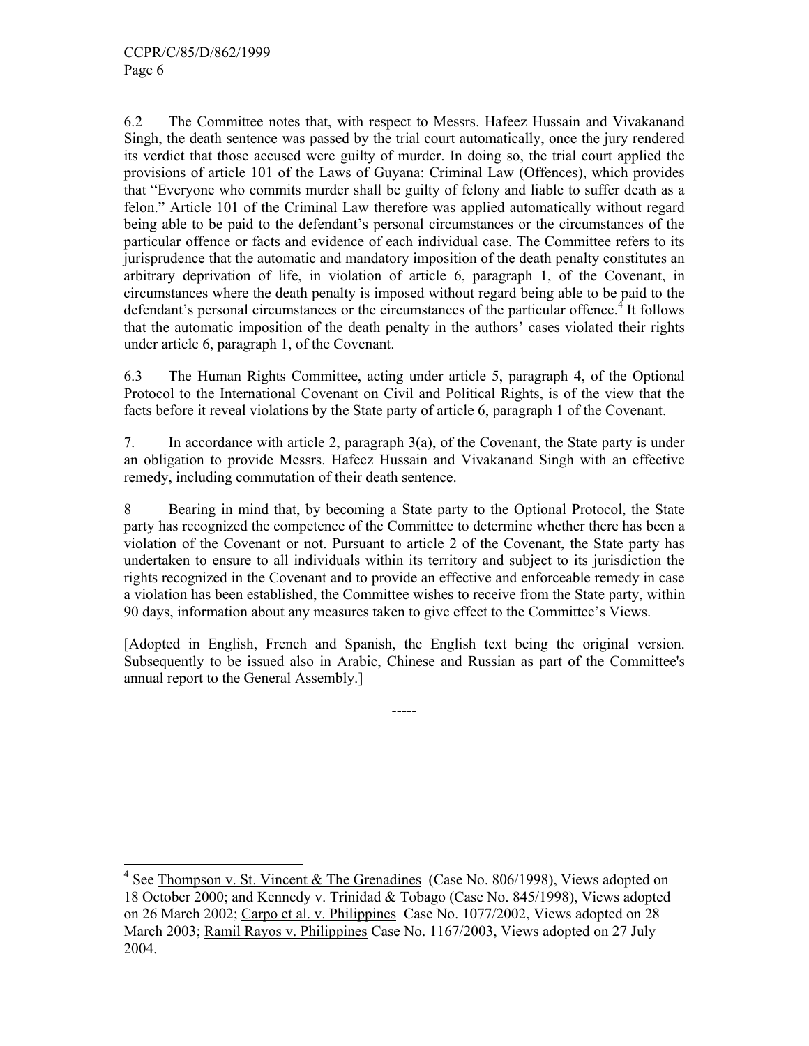6.2 The Committee notes that, with respect to Messrs. Hafeez Hussain and Vivakanand Singh, the death sentence was passed by the trial court automatically, once the jury rendered its verdict that those accused were guilty of murder. In doing so, the trial court applied the provisions of article 101 of the Laws of Guyana: Criminal Law (Offences), which provides that "Everyone who commits murder shall be guilty of felony and liable to suffer death as a felon." Article 101 of the Criminal Law therefore was applied automatically without regard being able to be paid to the defendant's personal circumstances or the circumstances of the particular offence or facts and evidence of each individual case. The Committee refers to its jurisprudence that the automatic and mandatory imposition of the death penalty constitutes an arbitrary deprivation of life, in violation of article 6, paragraph 1, of the Covenant, in circumstances where the death penalty is imposed without regard being able to be paid to the defendant's personal circumstances or the circumstances of the particular offence.[4] It follows that the automatic imposition of the death penalty in the authors' cases violated their rights under article 6, paragraph 1, of the Covenant.

6.3 The Human Rights Committee, acting under article 5, paragraph 4, of the Optional Protocol to the International Covenant on Civil and Political Rights, is of the view that the facts before it reveal violations by the State party of article 6, paragraph 1 of the Covenant.

7. In accordance with article 2, paragraph 3(a), of the Covenant, the State party is under an obligation to provide Messrs. Hafeez Hussain and Vivakanand Singh with an effective remedy, including commutation of their death sentence.

8 Bearing in mind that, by becoming a State party to the Optional Protocol, the State party has recognized the competence of the Committee to determine whether there has been a violation of the Covenant or not. Pursuant to article 2 of the Covenant, the State party has undertaken to ensure to all individuals within its territory and subject to its jurisdiction the rights recognized in the Covenant and to provide an effective and enforceable remedy in case a violation has been established, the Committee wishes to receive from the State party, within 90 days, information about any measures taken to give effect to the Committee's Views.

[Adopted in English, French and Spanish, the English text being the original version. Subsequently to be issued also in Arabic, Chinese and Russian as part of the Committee's annual report to the General Assembly.]

-----

[4] See Thompson v. St. Vincent & The Grenadines (Case No. 806/1998), Views adopted on 18 October 2000; and Kennedy v. Trinidad & Tobago (Case No. 845/1998), Views adopted on 26 March 2002; Carpo et al. v. Philippines Case No. 1077/2002, Views adopted on 28 March 2003; Ramil Rayos v. Philippines Case No. 1167/2003, Views adopted on 27 July 2004.